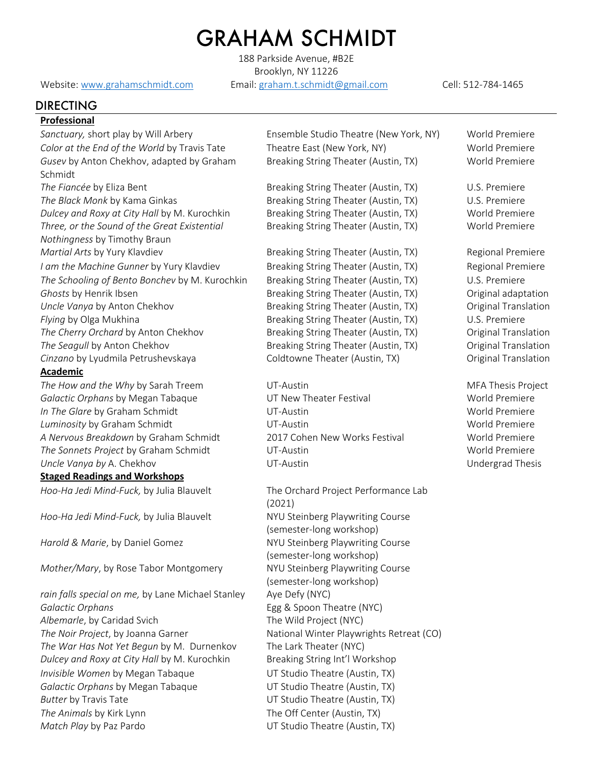# GRAHAM SCHMIDT

188 Parkside Avenue, #B2E
Brooklyn, NY 11226

Website: [www.grahamschmidt.com](http://www.grahamschmidt.com) Email: [graham.t.schmidt@gmail.com](mailto:graham.t.schmidt@gmail.com) Cell: 512-784-1465

## DIRECTING

**Professional**

| | | |
|---|---|---|
| *Sanctuary,* short play by Will Arbery | Ensemble Studio Theatre (New York, NY) | World Premiere |
| *Color at the End of the World* by Travis Tate | Theatre East (New York, NY) | World Premiere |
| *Gusev* by Anton Chekhov, adapted by Graham Schmidt | Breaking String Theater (Austin, TX) | World Premiere |
| *The Fiancée* by Eliza Bent | Breaking String Theater (Austin, TX) | U.S. Premiere |
| *The Black Monk* by Kama Ginkas | Breaking String Theater (Austin, TX) | U.S. Premiere |
| *Dulcey and Roxy at City Hall* by M. Kurochkin | Breaking String Theater (Austin, TX) | World Premiere |
| *Three, or the Sound of the Great Existential Nothingness* by Timothy Braun | Breaking String Theater (Austin, TX) | World Premiere |
| *Martial Arts* by Yury Klavdiev | Breaking String Theater (Austin, TX) | Regional Premiere |
| *I am the Machine Gunner* by Yury Klavdiev | Breaking String Theater (Austin, TX) | Regional Premiere |
| *The Schooling of Bento Bonchev* by M. Kurochkin | Breaking String Theater (Austin, TX) | U.S. Premiere |
| *Ghosts* by Henrik Ibsen | Breaking String Theater (Austin, TX) | Original adaptation |
| *Uncle Vanya* by Anton Chekhov | Breaking String Theater (Austin, TX) | Original Translation |
| *Flying* by Olga Mukhina | Breaking String Theater (Austin, TX) | U.S. Premiere |
| *The Cherry Orchard* by Anton Chekhov | Breaking String Theater (Austin, TX) | Original Translation |
| *The Seagull* by Anton Chekhov | Breaking String Theater (Austin, TX) | Original Translation |
| *Cinzano* by Lyudmila Petrushevskaya | Coldtowne Theater (Austin, TX) | Original Translation |

**Academic**

| | | |
|---|---|---|
| *The How and the Why* by Sarah Treem | UT-Austin | MFA Thesis Project |
| *Galactic Orphans* by Megan Tabaque | UT New Theater Festival | World Premiere |
| *In The Glare* by Graham Schmidt | UT-Austin | World Premiere |
| *Luminosity* by Graham Schmidt | UT-Austin | World Premiere |
| *A Nervous Breakdown* by Graham Schmidt | 2017 Cohen New Works Festival | World Premiere |
| *The Sonnets Project* by Graham Schmidt | UT-Austin | World Premiere |
| *Uncle Vanya by* A. Chekhov | UT-Austin | Undergrad Thesis |

**Staged Readings and Workshops**

| | |
|---|---|
| *Hoo-Ha Jedi Mind-Fuck,* by Julia Blauvelt | The Orchard Project Performance Lab (2021) |
| *Hoo-Ha Jedi Mind-Fuck,* by Julia Blauvelt | NYU Steinberg Playwriting Course (semester-long workshop) |
| *Harold & Marie*, by Daniel Gomez | NYU Steinberg Playwriting Course (semester-long workshop) |
| *Mother/Mary*, by Rose Tabor Montgomery | NYU Steinberg Playwriting Course (semester-long workshop) |
| *rain falls special on me,* by Lane Michael Stanley | Aye Defy (NYC) |
| *Galactic Orphans* | Egg & Spoon Theatre (NYC) |
| *Albemarle*, by Caridad Svich | The Wild Project (NYC) |
| *The Noir Project*, by Joanna Garner | National Winter Playwrights Retreat (CO) |
| *The War Has Not Yet Begun* by M. Durnenkov | The Lark Theater (NYC) |
| *Dulcey and Roxy at City Hall* by M. Kurochkin | Breaking String Int'l Workshop |
| *Invisible Women* by Megan Tabaque | UT Studio Theatre (Austin, TX) |
| *Galactic Orphans* by Megan Tabaque | UT Studio Theatre (Austin, TX) |
| *Butter* by Travis Tate | UT Studio Theatre (Austin, TX) |
| *The Animals* by Kirk Lynn | The Off Center (Austin, TX) |
| *Match Play* by Paz Pardo | UT Studio Theatre (Austin, TX) |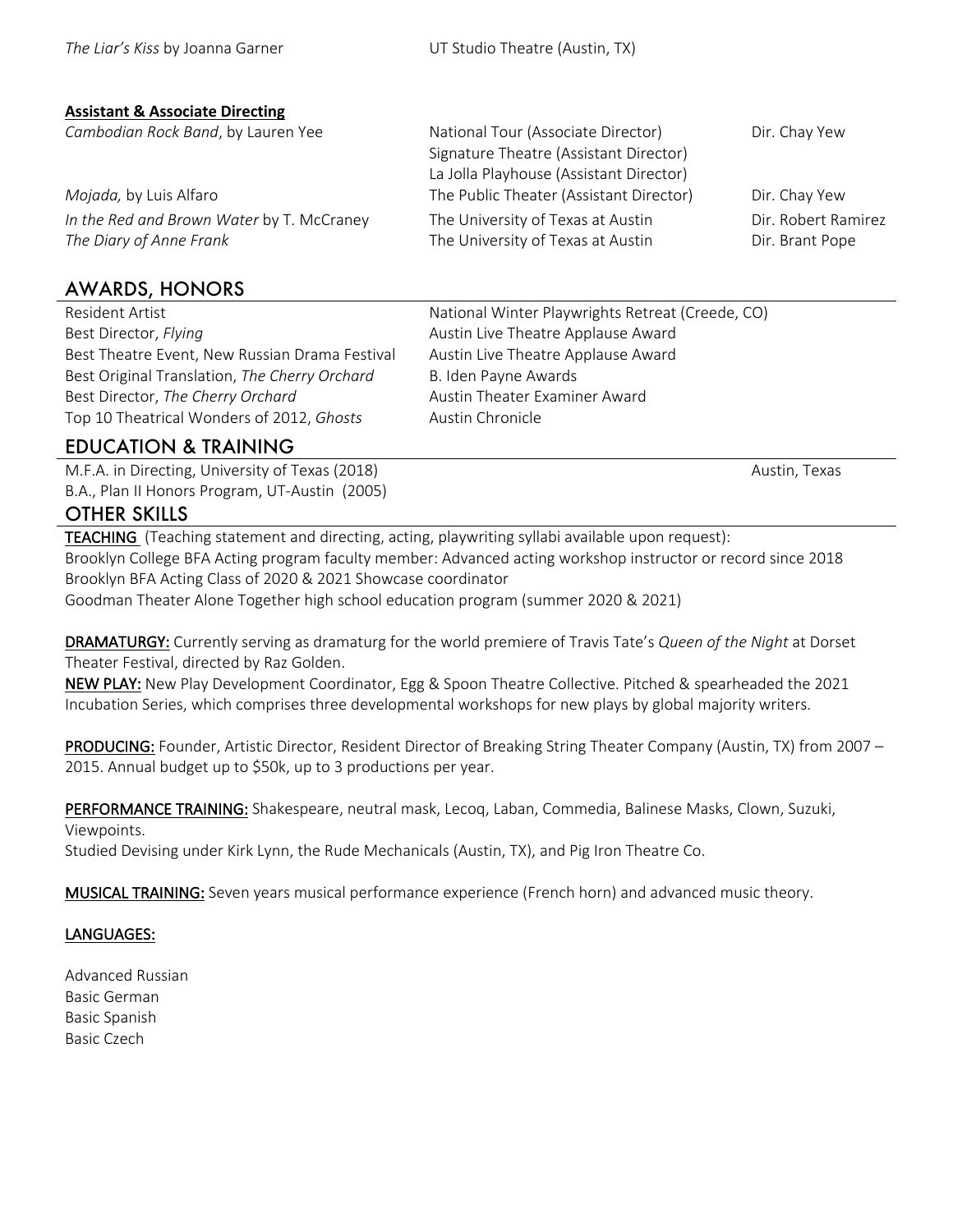| | | |
|---|---|---|
| *The Liar's Kiss* by Joanna Garner | UT Studio Theatre (Austin, TX) | |

**Assistant & Associate Directing**

| | | |
|---|---|---|
| *Cambodian Rock Band*, by Lauren Yee | National Tour (Associate Director)<br>Signature Theatre (Assistant Director)<br>La Jolla Playhouse (Assistant Director) | Dir. Chay Yew |
| *Mojada,* by Luis Alfaro | The Public Theater (Assistant Director) | Dir. Chay Yew |
| *In the Red and Brown Water* by T. McCraney | The University of Texas at Austin | Dir. Robert Ramirez |
| *The Diary of Anne Frank* | The University of Texas at Austin | Dir. Brant Pope |

## AWARDS, HONORS

| | |
|---|---|
| Resident Artist | National Winter Playwrights Retreat (Creede, CO) |
| Best Director, *Flying* | Austin Live Theatre Applause Award |
| Best Theatre Event, New Russian Drama Festival | Austin Live Theatre Applause Award |
| Best Original Translation, *The Cherry Orchard* | B. Iden Payne Awards |
| Best Director, *The Cherry Orchard* | Austin Theater Examiner Award |
| Top 10 Theatrical Wonders of 2012, *Ghosts* | Austin Chronicle |

## EDUCATION & TRAINING

| | |
|---|---|
| M.F.A. in Directing, University of Texas (2018) | Austin, Texas |
| B.A., Plan II Honors Program, UT-Austin (2005) | |

## OTHER SKILLS

**TEACHING** (Teaching statement and directing, acting, playwriting syllabi available upon request):
Brooklyn College BFA Acting program faculty member: Advanced acting workshop instructor or record since 2018
Brooklyn BFA Acting Class of 2020 & 2021 Showcase coordinator
Goodman Theater Alone Together high school education program (summer 2020 & 2021)

**DRAMATURGY:** Currently serving as dramaturg for the world premiere of Travis Tate's *Queen of the Night* at Dorset Theater Festival, directed by Raz Golden.

**NEW PLAY:** New Play Development Coordinator, Egg & Spoon Theatre Collective. Pitched & spearheaded the 2021 Incubation Series, which comprises three developmental workshops for new plays by global majority writers.

**PRODUCING:** Founder, Artistic Director, Resident Director of Breaking String Theater Company (Austin, TX) from 2007 – 2015. Annual budget up to $50k, up to 3 productions per year.

**PERFORMANCE TRAINING:** Shakespeare, neutral mask, Lecoq, Laban, Commedia, Balinese Masks, Clown, Suzuki, Viewpoints.
Studied Devising under Kirk Lynn, the Rude Mechanicals (Austin, TX), and Pig Iron Theatre Co.

**MUSICAL TRAINING:** Seven years musical performance experience (French horn) and advanced music theory.

**LANGUAGES:**

Advanced Russian
Basic German
Basic Spanish
Basic Czech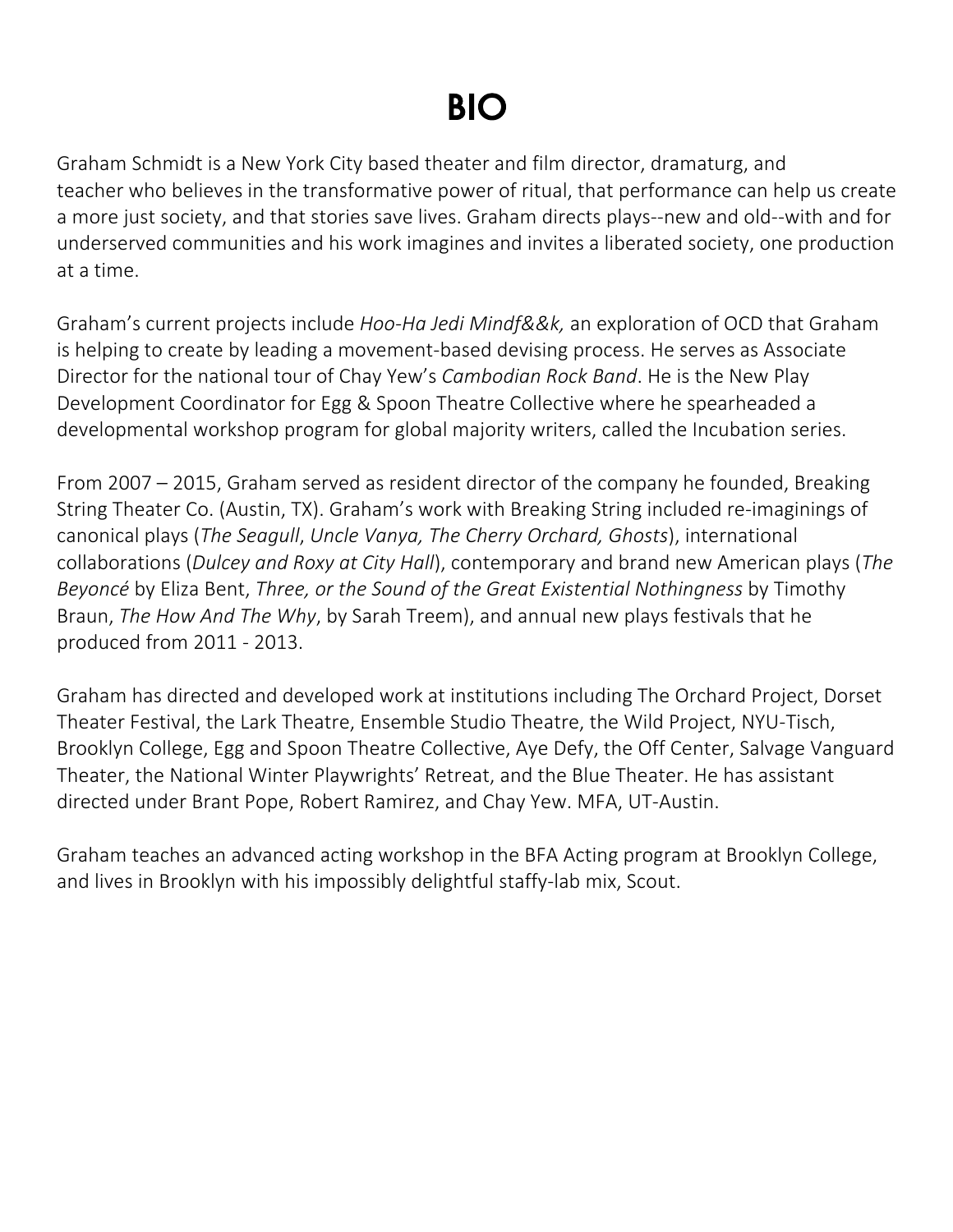# BIO

Graham Schmidt is a New York City based theater and film director, dramaturg, and teacher who believes in the transformative power of ritual, that performance can help us create a more just society, and that stories save lives. Graham directs plays--new and old--with and for underserved communities and his work imagines and invites a liberated society, one production at a time.

Graham's current projects include *Hoo-Ha Jedi Mindf&&k,* an exploration of OCD that Graham is helping to create by leading a movement-based devising process. He serves as Associate Director for the national tour of Chay Yew's *Cambodian Rock Band*. He is the New Play Development Coordinator for Egg & Spoon Theatre Collective where he spearheaded a developmental workshop program for global majority writers, called the Incubation series.

From 2007 – 2015, Graham served as resident director of the company he founded, Breaking String Theater Co. (Austin, TX). Graham's work with Breaking String included re-imaginings of canonical plays (*The Seagull*, *Uncle Vanya, The Cherry Orchard, Ghosts*), international collaborations (*Dulcey and Roxy at City Hall*), contemporary and brand new American plays (*The Beyoncé* by Eliza Bent, *Three, or the Sound of the Great Existential Nothingness* by Timothy Braun, *The How And The Why*, by Sarah Treem), and annual new plays festivals that he produced from 2011 - 2013.

Graham has directed and developed work at institutions including The Orchard Project, Dorset Theater Festival, the Lark Theatre, Ensemble Studio Theatre, the Wild Project, NYU-Tisch, Brooklyn College, Egg and Spoon Theatre Collective, Aye Defy, the Off Center, Salvage Vanguard Theater, the National Winter Playwrights' Retreat, and the Blue Theater. He has assistant directed under Brant Pope, Robert Ramirez, and Chay Yew. MFA, UT-Austin.

Graham teaches an advanced acting workshop in the BFA Acting program at Brooklyn College, and lives in Brooklyn with his impossibly delightful staffy-lab mix, Scout.